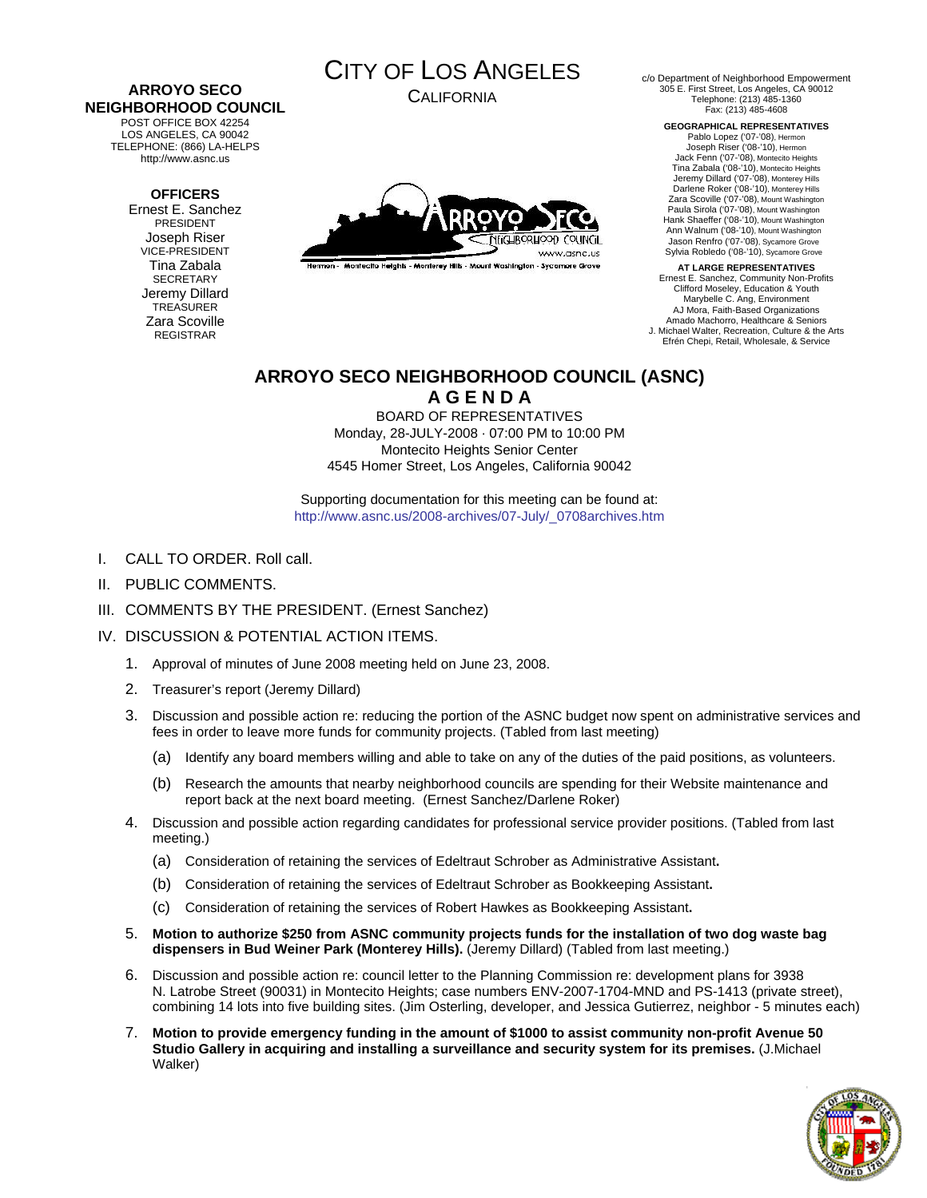**ARROYO SECO NEIGHBORHOOD COUNCIL**
POST OFFICE BOX 42254
LOS ANGELES, CA 90042
TELEPHONE: (866) LA-HELPS
http://www.asnc.us

**OFFICERS**
Ernest E. Sanchez
PRESIDENT
Joseph Riser
VICE-PRESIDENT
Tina Zabala
SECRETARY
Jeremy Dillard
TREASURER
Zara Scoville
REGISTRAR

# CITY OF LOS ANGELES
CALIFORNIA

Hermon - Montecito Heights - Monterey Hills - Mount Washington - Sycamore Grove

c/o Department of Neighborhood Empowerment
305 E. First Street, Los Angeles, CA 90012
Telephone: (213) 485-1360
Fax: (213) 485-4608

**GEOGRAPHICAL REPRESENTATIVES**
Pablo Lopez ('07-'08), Hermon
Joseph Riser ('08-'10), Hermon
Jack Fenn ('07-'08), Montecito Heights
Tina Zabala ('08-'10), Montecito Heights
Jeremy Dillard ('07-'08), Monterey Hills
Darlene Roker ('08-'10), Monterey Hills
Zara Scoville ('07-'08), Mount Washington
Paula Sirola ('07-'08), Mount Washington
Hank Shaeffer ('08-'10), Mount Washington
Ann Walnum ('08-'10), Mount Washington
Jason Renfro ('07-'08), Sycamore Grove
Sylvia Robledo ('08-'10), Sycamore Grove

**AT LARGE REPRESENTATIVES**
Ernest E. Sanchez, Community Non-Profits
Clifford Moseley, Education & Youth
Marybelle C. Ang, Environment
AJ Mora, Faith-Based Organizations
Amado Machorro, Healthcare & Seniors
J. Michael Walter, Recreation, Culture & the Arts
Efrén Chepi, Retail, Wholesale, & Service

## ARROYO SECO NEIGHBORHOOD COUNCIL (ASNC)
## A G E N D A

BOARD OF REPRESENTATIVES
Monday, 28-JULY-2008 · 07:00 PM to 10:00 PM
Montecito Heights Senior Center
4545 Homer Street, Los Angeles, California 90042

Supporting documentation for this meeting can be found at:
http://www.asnc.us/2008-archives/07-July/_0708archives.htm

I. CALL TO ORDER. Roll call.

II. PUBLIC COMMENTS.

III. COMMENTS BY THE PRESIDENT. (Ernest Sanchez)

IV. DISCUSSION & POTENTIAL ACTION ITEMS.

1. Approval of minutes of June 2008 meeting held on June 23, 2008.
2. Treasurer's report (Jeremy Dillard)
3. Discussion and possible action re: reducing the portion of the ASNC budget now spent on administrative services and fees in order to leave more funds for community projects. (Tabled from last meeting)
   (a) Identify any board members willing and able to take on any of the duties of the paid positions, as volunteers.
   (b) Research the amounts that nearby neighborhood councils are spending for their Website maintenance and report back at the next board meeting. (Ernest Sanchez/Darlene Roker)
4. Discussion and possible action regarding candidates for professional service provider positions. (Tabled from last meeting.)
   (a) Consideration of retaining the services of Edeltraut Schrober as Administrative Assistant**.**
   (b) Consideration of retaining the services of Edeltraut Schrober as Bookkeeping Assistant**.**
   (c) Consideration of retaining the services of Robert Hawkes as Bookkeeping Assistant**.**
5. **Motion to authorize $250 from ASNC community projects funds for the installation of two dog waste bag dispensers in Bud Weiner Park (Monterey Hills).** (Jeremy Dillard) (Tabled from last meeting.)
6. Discussion and possible action re: council letter to the Planning Commission re: development plans for 3938 N. Latrobe Street (90031) in Montecito Heights; case numbers ENV-2007-1704-MND and PS-1413 (private street), combining 14 lots into five building sites. (Jim Osterling, developer, and Jessica Gutierrez, neighbor - 5 minutes each)
7. **Motion to provide emergency funding in the amount of $1000 to assist community non-profit Avenue 50 Studio Gallery in acquiring and installing a surveillance and security system for its premises.** (J.Michael Walker)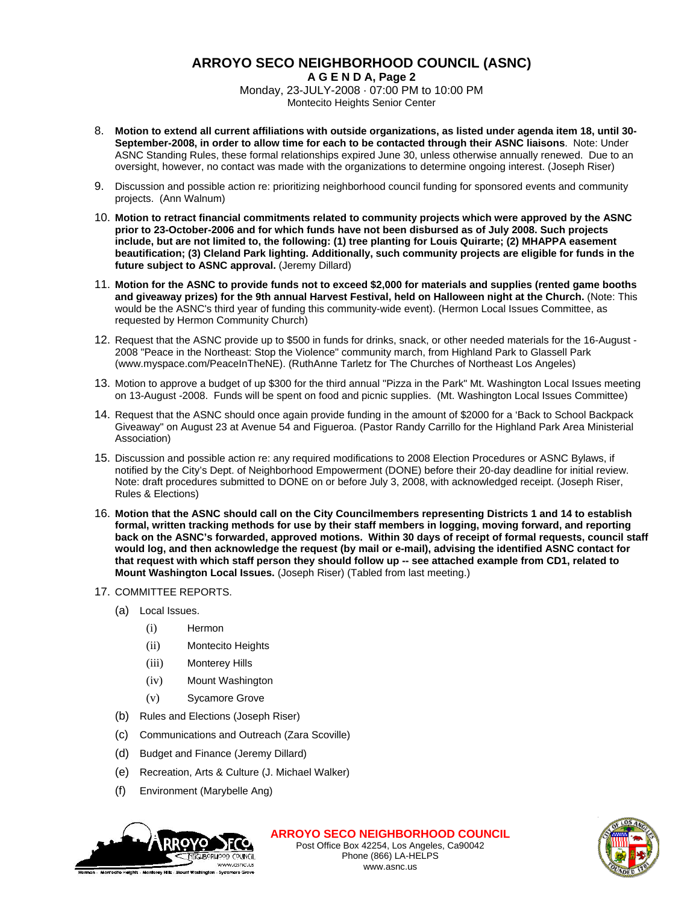# ARROYO SECO NEIGHBORHOOD COUNCIL (ASNC)

**A G E N D A, Page 2**

Monday, 23-JULY-2008 · 07:00 PM to 10:00 PM

Montecito Heights Senior Center

8. **Motion to extend all current affiliations with outside organizations, as listed under agenda item 18, until 30-September-2008, in order to allow time for each to be contacted through their ASNC liaisons**. Note: Under ASNC Standing Rules, these formal relationships expired June 30, unless otherwise annually renewed. Due to an oversight, however, no contact was made with the organizations to determine ongoing interest. (Joseph Riser)

9. Discussion and possible action re: prioritizing neighborhood council funding for sponsored events and community projects. (Ann Walnum)

10. **Motion to retract financial commitments related to community projects which were approved by the ASNC prior to 23-October-2006 and for which funds have not been disbursed as of July 2008. Such projects include, but are not limited to, the following: (1) tree planting for Louis Quirarte; (2) MHAPPA easement beautification; (3) Cleland Park lighting. Additionally, such community projects are eligible for funds in the future subject to ASNC approval.** (Jeremy Dillard)

11. **Motion for the ASNC to provide funds not to exceed $2,000 for materials and supplies (rented game booths and giveaway prizes) for the 9th annual Harvest Festival, held on Halloween night at the Church.** (Note: This would be the ASNC's third year of funding this community-wide event). (Hermon Local Issues Committee, as requested by Hermon Community Church)

12. Request that the ASNC provide up to $500 in funds for drinks, snack, or other needed materials for the 16-August -2008 "Peace in the Northeast: Stop the Violence" community march, from Highland Park to Glassell Park (www.myspace.com/PeaceInTheNE). (RuthAnne Tarletz for The Churches of Northeast Los Angeles)

13. Motion to approve a budget of up $300 for the third annual "Pizza in the Park" Mt. Washington Local Issues meeting on 13-August -2008. Funds will be spent on food and picnic supplies. (Mt. Washington Local Issues Committee)

14. Request that the ASNC should once again provide funding in the amount of $2000 for a 'Back to School Backpack Giveaway" on August 23 at Avenue 54 and Figueroa. (Pastor Randy Carrillo for the Highland Park Area Ministerial Association)

15. Discussion and possible action re: any required modifications to 2008 Election Procedures or ASNC Bylaws, if notified by the City's Dept. of Neighborhood Empowerment (DONE) before their 20-day deadline for initial review. Note: draft procedures submitted to DONE on or before July 3, 2008, with acknowledged receipt. (Joseph Riser, Rules & Elections)

16. **Motion that the ASNC should call on the City Councilmembers representing Districts 1 and 14 to establish formal, written tracking methods for use by their staff members in logging, moving forward, and reporting back on the ASNC's forwarded, approved motions. Within 30 days of receipt of formal requests, council staff would log, and then acknowledge the request (by mail or e-mail), advising the identified ASNC contact for that request with which staff person they should follow up -- see attached example from CD1, related to Mount Washington Local Issues.** (Joseph Riser) (Tabled from last meeting.)

17. COMMITTEE REPORTS.
    - (a) Local Issues.
        - (i) Hermon
        - (ii) Montecito Heights
        - (iii) Monterey Hills
        - (iv) Mount Washington
        - (v) Sycamore Grove
    - (b) Rules and Elections (Joseph Riser)
    - (c) Communications and Outreach (Zara Scoville)
    - (d) Budget and Finance (Jeremy Dillard)
    - (e) Recreation, Arts & Culture (J. Michael Walker)
    - (f) Environment (Marybelle Ang)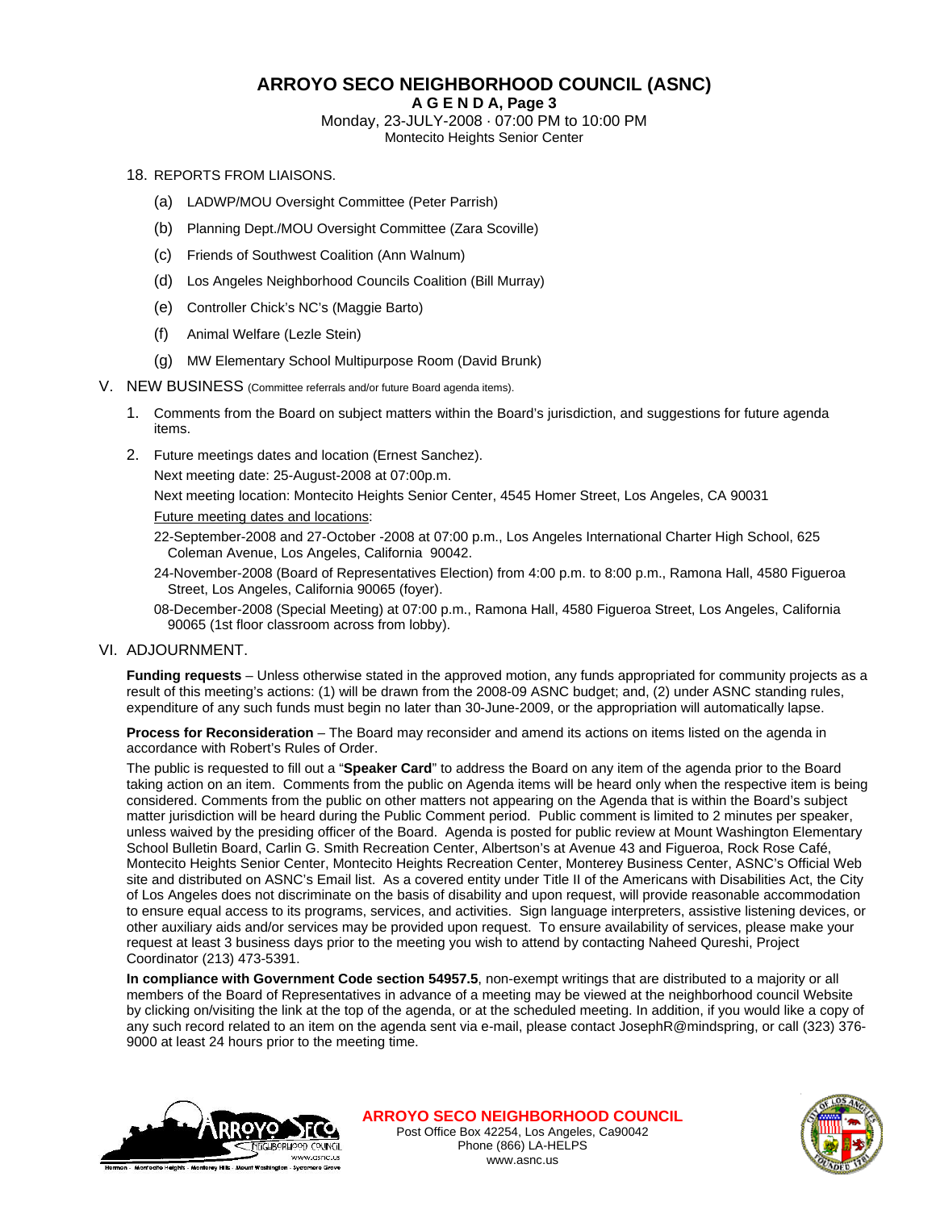# ARROYO SECO NEIGHBORHOOD COUNCIL (ASNC)

**A G E N D A, Page 3**

Monday, 23-JULY-2008 · 07:00 PM to 10:00 PM

Montecito Heights Senior Center

18. REPORTS FROM LIAISONS.
    - (a) LADWP/MOU Oversight Committee (Peter Parrish)
    - (b) Planning Dept./MOU Oversight Committee (Zara Scoville)
    - (c) Friends of Southwest Coalition (Ann Walnum)
    - (d) Los Angeles Neighborhood Councils Coalition (Bill Murray)
    - (e) Controller Chick's NC's (Maggie Barto)
    - (f) Animal Welfare (Lezle Stein)
    - (g) MW Elementary School Multipurpose Room (David Brunk)

V. NEW BUSINESS (Committee referrals and/or future Board agenda items).

1. Comments from the Board on subject matters within the Board's jurisdiction, and suggestions for future agenda items.
2. Future meetings dates and location (Ernest Sanchez).

   Next meeting date: 25-August-2008 at 07:00p.m.

   Next meeting location: Montecito Heights Senior Center, 4545 Homer Street, Los Angeles, CA 90031

   Future meeting dates and locations:

   22-September-2008 and 27-October -2008 at 07:00 p.m., Los Angeles International Charter High School, 625 Coleman Avenue, Los Angeles, California 90042.

   24-November-2008 (Board of Representatives Election) from 4:00 p.m. to 8:00 p.m., Ramona Hall, 4580 Figueroa Street, Los Angeles, California 90065 (foyer).

   08-December-2008 (Special Meeting) at 07:00 p.m., Ramona Hall, 4580 Figueroa Street, Los Angeles, California 90065 (1st floor classroom across from lobby).

VI. ADJOURNMENT.

**Funding requests** – Unless otherwise stated in the approved motion, any funds appropriated for community projects as a result of this meeting's actions: (1) will be drawn from the 2008-09 ASNC budget; and, (2) under ASNC standing rules, expenditure of any such funds must begin no later than 30-June-2009, or the appropriation will automatically lapse.

**Process for Reconsideration** – The Board may reconsider and amend its actions on items listed on the agenda in accordance with Robert's Rules of Order.

The public is requested to fill out a "**Speaker Card**" to address the Board on any item of the agenda prior to the Board taking action on an item. Comments from the public on Agenda items will be heard only when the respective item is being considered. Comments from the public on other matters not appearing on the Agenda that is within the Board's subject matter jurisdiction will be heard during the Public Comment period. Public comment is limited to 2 minutes per speaker, unless waived by the presiding officer of the Board. Agenda is posted for public review at Mount Washington Elementary School Bulletin Board, Carlin G. Smith Recreation Center, Albertson's at Avenue 43 and Figueroa, Rock Rose Café, Montecito Heights Senior Center, Montecito Heights Recreation Center, Monterey Business Center, ASNC's Official Web site and distributed on ASNC's Email list. As a covered entity under Title II of the Americans with Disabilities Act, the City of Los Angeles does not discriminate on the basis of disability and upon request, will provide reasonable accommodation to ensure equal access to its programs, services, and activities. Sign language interpreters, assistive listening devices, or other auxiliary aids and/or services may be provided upon request. To ensure availability of services, please make your request at least 3 business days prior to the meeting you wish to attend by contacting Naheed Qureshi, Project Coordinator (213) 473-5391.

**In compliance with Government Code section 54957.5**, non-exempt writings that are distributed to a majority or all members of the Board of Representatives in advance of a meeting may be viewed at the neighborhood council Website by clicking on/visiting the link at the top of the agenda, or at the scheduled meeting. In addition, if you would like a copy of any such record related to an item on the agenda sent via e-mail, please contact JosephR@mindspring, or call (323) 376-9000 at least 24 hours prior to the meeting time.

**ARROYO SECO NEIGHBORHOOD COUNCIL**

Post Office Box 42254, Los Angeles, Ca90042

Phone (866) LA-HELPS

www.asnc.us